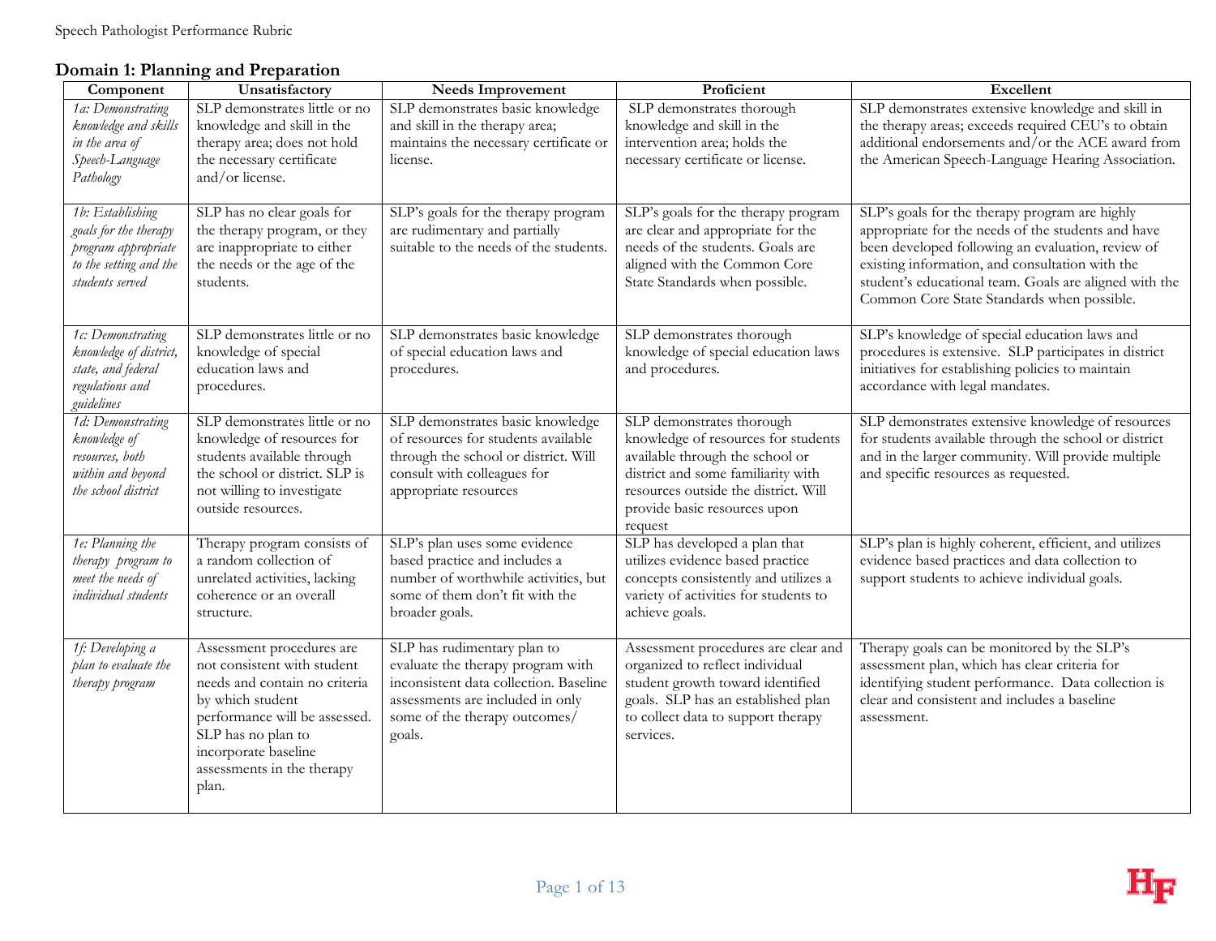Speech Pathologist Performance Rubric

## Domain 1: Planning and Preparation

| Component | Unsatisfactory | Needs Improvement | Proficient | Excellent |
|---|---|---|---|---|
| *1a: Demonstrating knowledge and skills in the area of Speech-Language Pathology* | SLP demonstrates little or no knowledge and skill in the therapy area; does not hold the necessary certificate and/or license. | SLP demonstrates basic knowledge and skill in the therapy area; maintains the necessary certificate or license. | SLP demonstrates thorough knowledge and skill in the intervention area; holds the necessary certificate or license. | SLP demonstrates extensive knowledge and skill in the therapy areas; exceeds required CEU's to obtain additional endorsements and/or the ACE award from the American Speech-Language Hearing Association. |
| *1b: Establishing goals for the therapy program appropriate to the setting and the students served* | SLP has no clear goals for the therapy program, or they are inappropriate to either the needs or the age of the students. | SLP's goals for the therapy program are rudimentary and partially suitable to the needs of the students. | SLP's goals for the therapy program are clear and appropriate for the needs of the students. Goals are aligned with the Common Core State Standards when possible. | SLP's goals for the therapy program are highly appropriate for the needs of the students and have been developed following an evaluation, review of existing information, and consultation with the student's educational team. Goals are aligned with the Common Core State Standards when possible. |
| *1c: Demonstrating knowledge of district, state, and federal regulations and guidelines* | SLP demonstrates little or no knowledge of special education laws and procedures. | SLP demonstrates basic knowledge of special education laws and procedures. | SLP demonstrates thorough knowledge of special education laws and procedures. | SLP's knowledge of special education laws and procedures is extensive. SLP participates in district initiatives for establishing policies to maintain accordance with legal mandates. |
| *1d: Demonstrating knowledge of resources, both within and beyond the school district* | SLP demonstrates little or no knowledge of resources for students available through the school or district. SLP is not willing to investigate outside resources. | SLP demonstrates basic knowledge of resources for students available through the school or district. Will consult with colleagues for appropriate resources | SLP demonstrates thorough knowledge of resources for students available through the school or district and some familiarity with resources outside the district. Will provide basic resources upon request | SLP demonstrates extensive knowledge of resources for students available through the school or district and in the larger community. Will provide multiple and specific resources as requested. |
| *1e: Planning the therapy program to meet the needs of individual students* | Therapy program consists of a random collection of unrelated activities, lacking coherence or an overall structure. | SLP's plan uses some evidence based practice and includes a number of worthwhile activities, but some of them don't fit with the broader goals. | SLP has developed a plan that utilizes evidence based practice concepts consistently and utilizes a variety of activities for students to achieve goals. | SLP's plan is highly coherent, efficient, and utilizes evidence based practices and data collection to support students to achieve individual goals. |
| *1f: Developing a plan to evaluate the therapy program* | Assessment procedures are not consistent with student needs and contain no criteria by which student performance will be assessed. SLP has no plan to incorporate baseline assessments in the therapy plan. | SLP has rudimentary plan to evaluate the therapy program with inconsistent data collection. Baseline assessments are included in only some of the therapy outcomes/ goals. | Assessment procedures are clear and organized to reflect individual student growth toward identified goals. SLP has an established plan to collect data to support therapy services. | Therapy goals can be monitored by the SLP's assessment plan, which has clear criteria for identifying student performance. Data collection is clear and consistent and includes a baseline assessment. |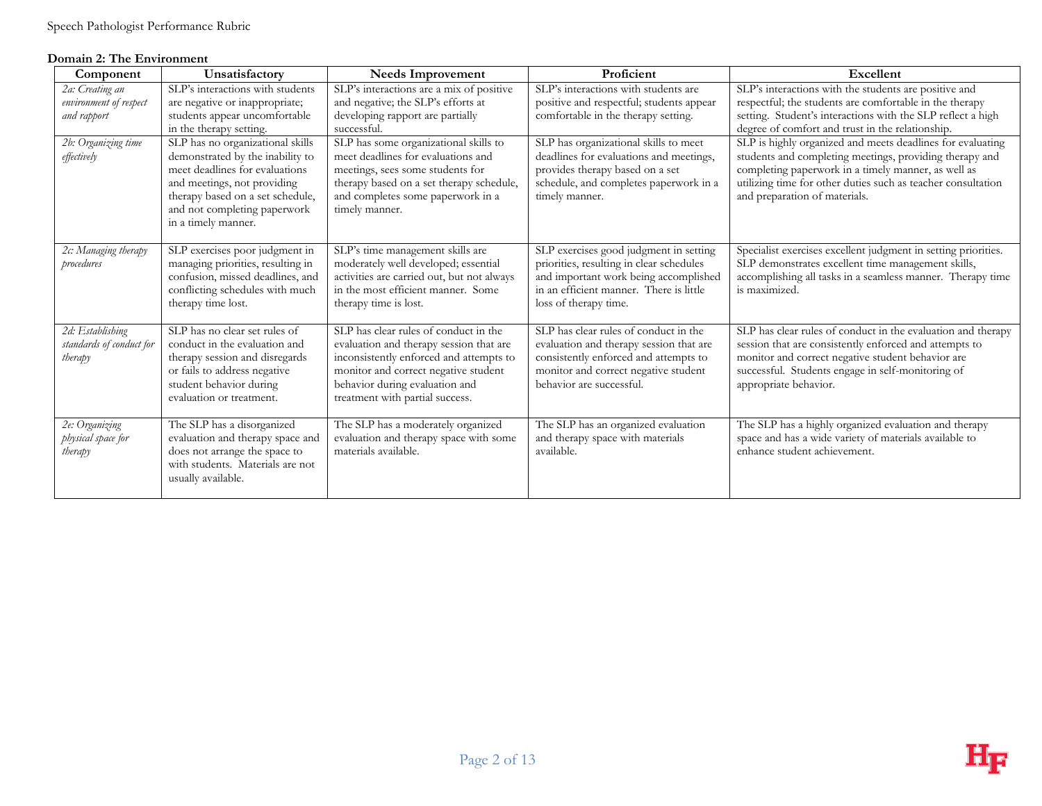## Domain 2: The Environment

| Component | Unsatisfactory | Needs Improvement | Proficient | Excellent |
|---|---|---|---|---|
| *2a: Creating an environment of respect and rapport* | SLP's interactions with students are negative or inappropriate; students appear uncomfortable in the therapy setting. | SLP's interactions are a mix of positive and negative; the SLP's efforts at developing rapport are partially successful. | SLP's interactions with students are positive and respectful; students appear comfortable in the therapy setting. | SLP's interactions with the students are positive and respectful; the students are comfortable in the therapy setting. Student's interactions with the SLP reflect a high degree of comfort and trust in the relationship. |
| *2b: Organizing time effectively* | SLP has no organizational skills demonstrated by the inability to meet deadlines for evaluations and meetings, not providing therapy based on a set schedule, and not completing paperwork in a timely manner. | SLP has some organizational skills to meet deadlines for evaluations and meetings, sees some students for therapy based on a set therapy schedule, and completes some paperwork in a timely manner. | SLP has organizational skills to meet deadlines for evaluations and meetings, provides therapy based on a set schedule, and completes paperwork in a timely manner. | SLP is highly organized and meets deadlines for evaluating students and completing meetings, providing therapy and completing paperwork in a timely manner, as well as utilizing time for other duties such as teacher consultation and preparation of materials. |
| *2c: Managing therapy procedures* | SLP exercises poor judgment in managing priorities, resulting in confusion, missed deadlines, and conflicting schedules with much therapy time lost. | SLP's time management skills are moderately well developed; essential activities are carried out, but not always in the most efficient manner. Some therapy time is lost. | SLP exercises good judgment in setting priorities, resulting in clear schedules and important work being accomplished in an efficient manner. There is little loss of therapy time. | Specialist exercises excellent judgment in setting priorities. SLP demonstrates excellent time management skills, accomplishing all tasks in a seamless manner. Therapy time is maximized. |
| *2d: Establishing standards of conduct for therapy* | SLP has no clear set rules of conduct in the evaluation and therapy session and disregards or fails to address negative student behavior during evaluation or treatment. | SLP has clear rules of conduct in the evaluation and therapy session that are inconsistently enforced and attempts to monitor and correct negative student behavior during evaluation and treatment with partial success. | SLP has clear rules of conduct in the evaluation and therapy session that are consistently enforced and attempts to monitor and correct negative student behavior are successful. | SLP has clear rules of conduct in the evaluation and therapy session that are consistently enforced and attempts to monitor and correct negative student behavior are successful. Students engage in self-monitoring of appropriate behavior. |
| *2e: Organizing physical space for therapy* | The SLP has a disorganized evaluation and therapy space and does not arrange the space to with students. Materials are not usually available. | The SLP has a moderately organized evaluation and therapy space with some materials available. | The SLP has an organized evaluation and therapy space with materials available. | The SLP has a highly organized evaluation and therapy space and has a wide variety of materials available to enhance student achievement. |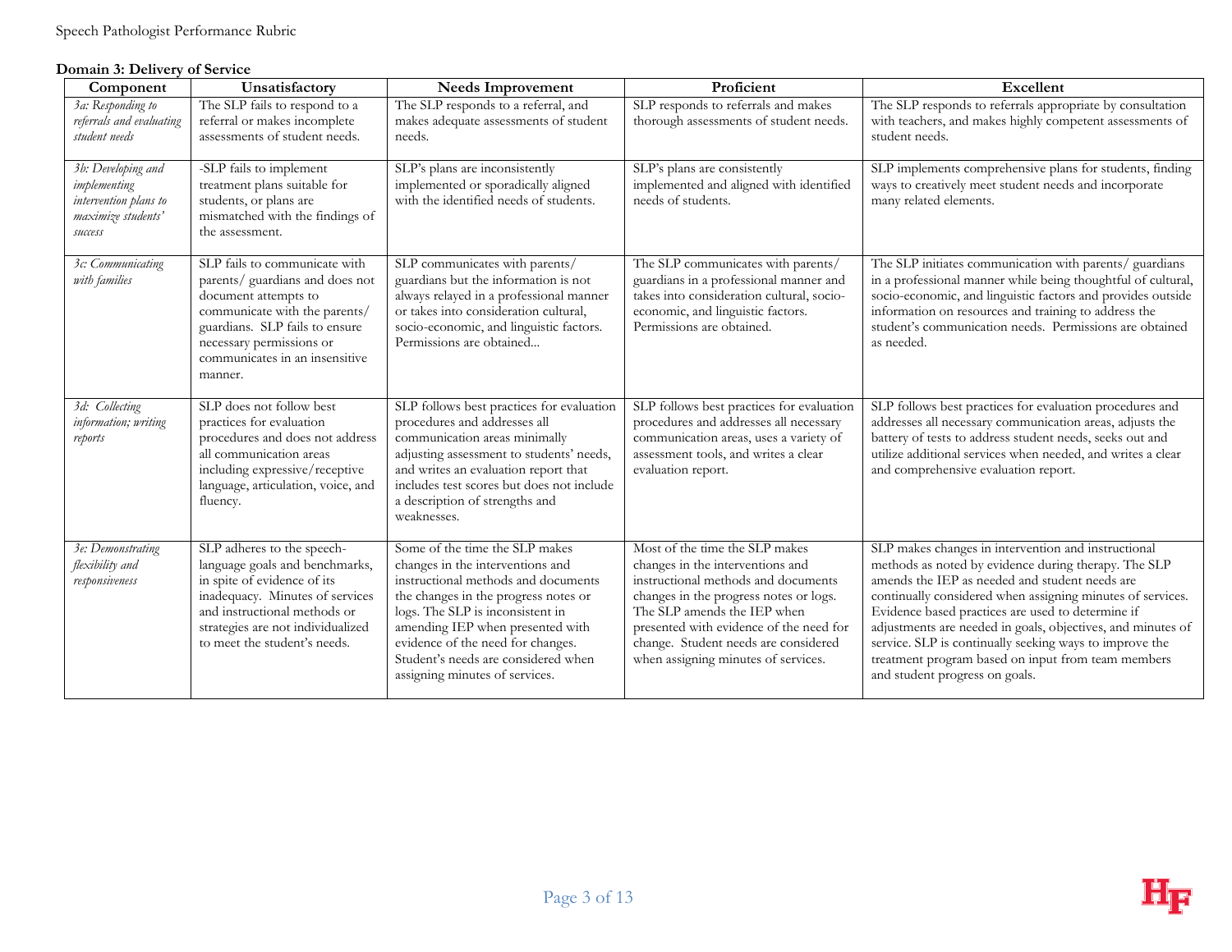**Domain 3: Delivery of Service**

| Component | Unsatisfactory | Needs Improvement | Proficient | Excellent |
|---|---|---|---|---|
| *3a: Responding to referrals and evaluating student needs* | The SLP fails to respond to a referral or makes incomplete assessments of student needs. | The SLP responds to a referral, and makes adequate assessments of student needs. | SLP responds to referrals and makes thorough assessments of student needs. | The SLP responds to referrals appropriate by consultation with teachers, and makes highly competent assessments of student needs. |
| *3b: Developing and implementing intervention plans to maximize students' success* | -SLP fails to implement treatment plans suitable for students, or plans are mismatched with the findings of the assessment. | SLP's plans are inconsistently implemented or sporadically aligned with the identified needs of students. | SLP's plans are consistently implemented and aligned with identified needs of students. | SLP implements comprehensive plans for students, finding ways to creatively meet student needs and incorporate many related elements. |
| *3c: Communicating with families* | SLP fails to communicate with parents/ guardians and does not document attempts to communicate with the parents/ guardians. SLP fails to ensure necessary permissions or communicates in an insensitive manner. | SLP communicates with parents/ guardians but the information is not always relayed in a professional manner or takes into consideration cultural, socio-economic, and linguistic factors. Permissions are obtained... | The SLP communicates with parents/ guardians in a professional manner and takes into consideration cultural, socio-economic, and linguistic factors. Permissions are obtained. | The SLP initiates communication with parents/ guardians in a professional manner while being thoughtful of cultural, socio-economic, and linguistic factors and provides outside information on resources and training to address the student's communication needs. Permissions are obtained as needed. |
| *3d: Collecting information; writing reports* | SLP does not follow best practices for evaluation procedures and does not address all communication areas including expressive/receptive language, articulation, voice, and fluency. | SLP follows best practices for evaluation procedures and addresses all communication areas minimally adjusting assessment to students' needs, and writes an evaluation report that includes test scores but does not include a description of strengths and weaknesses. | SLP follows best practices for evaluation procedures and addresses all necessary communication areas, uses a variety of assessment tools, and writes a clear evaluation report. | SLP follows best practices for evaluation procedures and addresses all necessary communication areas, adjusts the battery of tests to address student needs, seeks out and utilize additional services when needed, and writes a clear and comprehensive evaluation report. |
| *3e: Demonstrating flexibility and responsiveness* | SLP adheres to the speech-language goals and benchmarks, in spite of evidence of its inadequacy. Minutes of services and instructional methods or strategies are not individualized to meet the student's needs. | Some of the time the SLP makes changes in the interventions and instructional methods and documents the changes in the progress notes or logs. The SLP is inconsistent in amending IEP when presented with evidence of the need for changes. Student's needs are considered when assigning minutes of services. | Most of the time the SLP makes changes in the interventions and instructional methods and documents changes in the progress notes or logs. The SLP amends the IEP when presented with evidence of the need for change. Student needs are considered when assigning minutes of services. | SLP makes changes in intervention and instructional methods as noted by evidence during therapy. The SLP amends the IEP as needed and student needs are continually considered when assigning minutes of services. Evidence based practices are used to determine if adjustments are needed in goals, objectives, and minutes of service. SLP is continually seeking ways to improve the treatment program based on input from team members and student progress on goals. |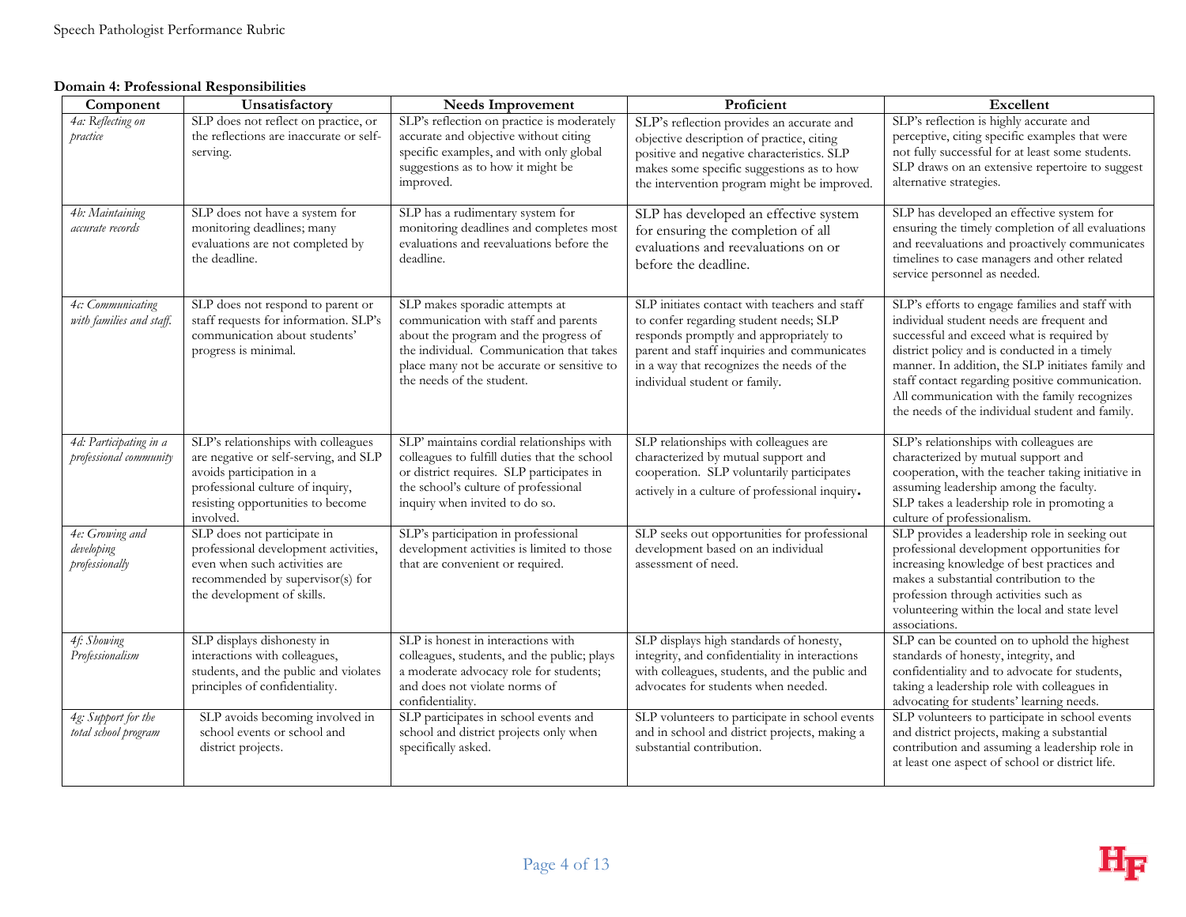**Domain 4: Professional Responsibilities**

| Component | Unsatisfactory | Needs Improvement | Proficient | Excellent |
|---|---|---|---|---|
| *4a: Reflecting on practice* | SLP does not reflect on practice, or the reflections are inaccurate or self-serving. | SLP's reflection on practice is moderately accurate and objective without citing specific examples, and with only global suggestions as to how it might be improved. | SLP's reflection provides an accurate and objective description of practice, citing positive and negative characteristics. SLP makes some specific suggestions as to how the intervention program might be improved. | SLP's reflection is highly accurate and perceptive, citing specific examples that were not fully successful for at least some students. SLP draws on an extensive repertoire to suggest alternative strategies. |
| *4b: Maintaining accurate records* | SLP does not have a system for monitoring deadlines; many evaluations are not completed by the deadline. | SLP has a rudimentary system for monitoring deadlines and completes most evaluations and reevaluations before the deadline. | SLP has developed an effective system for ensuring the completion of all evaluations and reevaluations on or before the deadline. | SLP has developed an effective system for ensuring the timely completion of all evaluations and reevaluations and proactively communicates timelines to case managers and other related service personnel as needed. |
| *4c: Communicating with families and staff.* | SLP does not respond to parent or staff requests for information. SLP's communication about students' progress is minimal. | SLP makes sporadic attempts at communication with staff and parents about the program and the progress of the individual. Communication that takes place many not be accurate or sensitive to the needs of the student. | SLP initiates contact with teachers and staff to confer regarding student needs; SLP responds promptly and appropriately to parent and staff inquiries and communicates in a way that recognizes the needs of the individual student or family. | SLP's efforts to engage families and staff with individual student needs are frequent and successful and exceed what is required by district policy and is conducted in a timely manner. In addition, the SLP initiates family and staff contact regarding positive communication. All communication with the family recognizes the needs of the individual student and family. |
| *4d: Participating in a professional community* | SLP's relationships with colleagues are negative or self-serving, and SLP avoids participation in a professional culture of inquiry, resisting opportunities to become involved. | SLP' maintains cordial relationships with colleagues to fulfill duties that the school or district requires. SLP participates in the school's culture of professional inquiry when invited to do so. | SLP relationships with colleagues are characterized by mutual support and cooperation. SLP voluntarily participates actively in a culture of professional inquiry. | SLP's relationships with colleagues are characterized by mutual support and cooperation, with the teacher taking initiative in assuming leadership among the faculty. SLP takes a leadership role in promoting a culture of professionalism. |
| *4e: Growing and developing professionally* | SLP does not participate in professional development activities, even when such activities are recommended by supervisor(s) for the development of skills. | SLP's participation in professional development activities is limited to those that are convenient or required. | SLP seeks out opportunities for professional development based on an individual assessment of need. | SLP provides a leadership role in seeking out professional development opportunities for increasing knowledge of best practices and makes a substantial contribution to the profession through activities such as volunteering within the local and state level associations. |
| *4f: Showing Professionalism* | SLP displays dishonesty in interactions with colleagues, students, and the public and violates principles of confidentiality. | SLP is honest in interactions with colleagues, students, and the public; plays a moderate advocacy role for students; and does not violate norms of confidentiality. | SLP displays high standards of honesty, integrity, and confidentiality in interactions with colleagues, students, and the public and advocates for students when needed. | SLP can be counted on to uphold the highest standards of honesty, integrity, and confidentiality and to advocate for students, taking a leadership role with colleagues in advocating for students' learning needs. |
| *4g: Support for the total school program* | SLP avoids becoming involved in school events or school and district projects. | SLP participates in school events and school and district projects only when specifically asked. | SLP volunteers to participate in school events and in school and district projects, making a substantial contribution. | SLP volunteers to participate in school events and district projects, making a substantial contribution and assuming a leadership role in at least one aspect of school or district life. |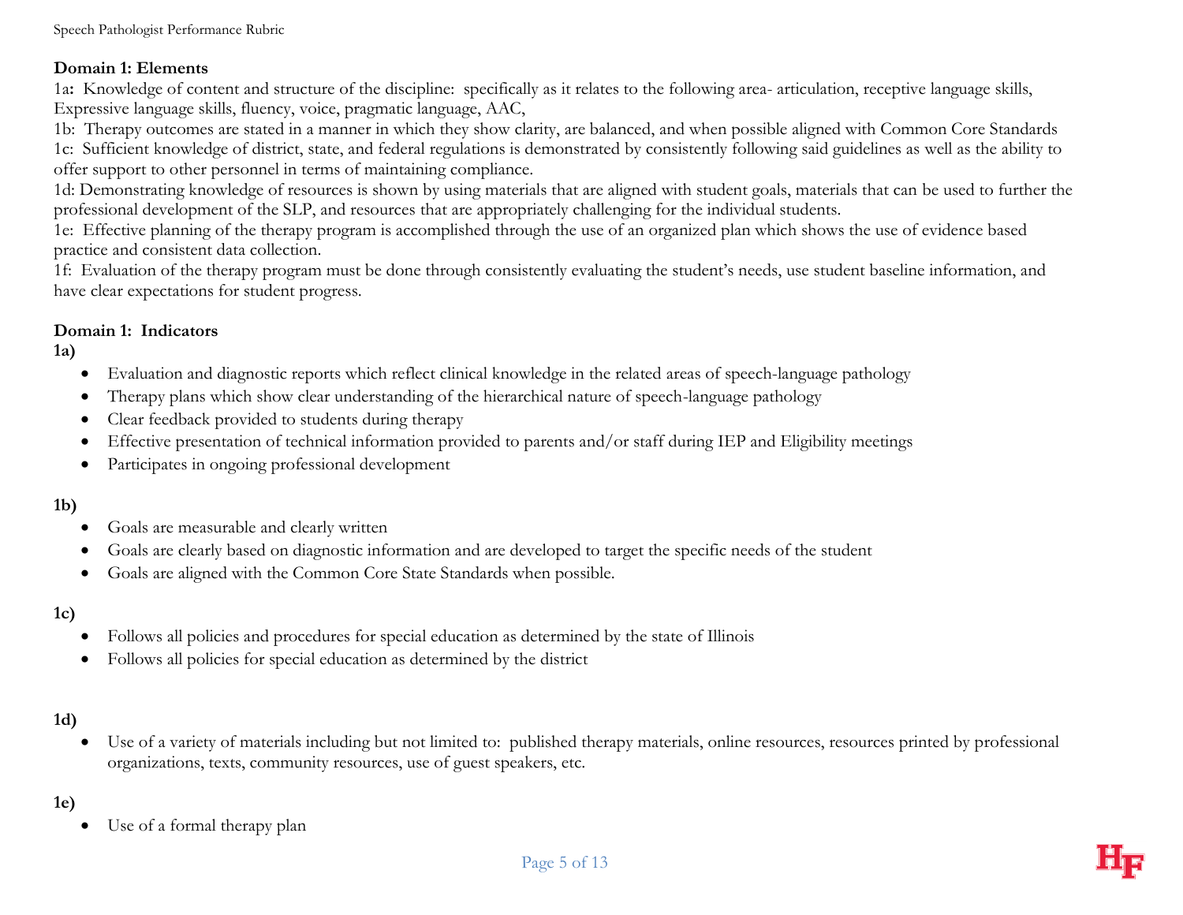**Domain 1: Elements**

1a**:** Knowledge of content and structure of the discipline: specifically as it relates to the following area- articulation, receptive language skills, Expressive language skills, fluency, voice, pragmatic language, AAC,

1b: Therapy outcomes are stated in a manner in which they show clarity, are balanced, and when possible aligned with Common Core Standards

1c: Sufficient knowledge of district, state, and federal regulations is demonstrated by consistently following said guidelines as well as the ability to offer support to other personnel in terms of maintaining compliance.

1d: Demonstrating knowledge of resources is shown by using materials that are aligned with student goals, materials that can be used to further the professional development of the SLP, and resources that are appropriately challenging for the individual students.

1e: Effective planning of the therapy program is accomplished through the use of an organized plan which shows the use of evidence based practice and consistent data collection.

1f: Evaluation of the therapy program must be done through consistently evaluating the student's needs, use student baseline information, and have clear expectations for student progress.

**Domain 1: Indicators**

**1a)**

- Evaluation and diagnostic reports which reflect clinical knowledge in the related areas of speech-language pathology
- Therapy plans which show clear understanding of the hierarchical nature of speech-language pathology
- Clear feedback provided to students during therapy
- Effective presentation of technical information provided to parents and/or staff during IEP and Eligibility meetings
- Participates in ongoing professional development

**1b)**

- Goals are measurable and clearly written
- Goals are clearly based on diagnostic information and are developed to target the specific needs of the student
- Goals are aligned with the Common Core State Standards when possible.

**1c)**

- Follows all policies and procedures for special education as determined by the state of Illinois
- Follows all policies for special education as determined by the district

**1d)**

- Use of a variety of materials including but not limited to: published therapy materials, online resources, resources printed by professional organizations, texts, community resources, use of guest speakers, etc.

**1e)**

- Use of a formal therapy plan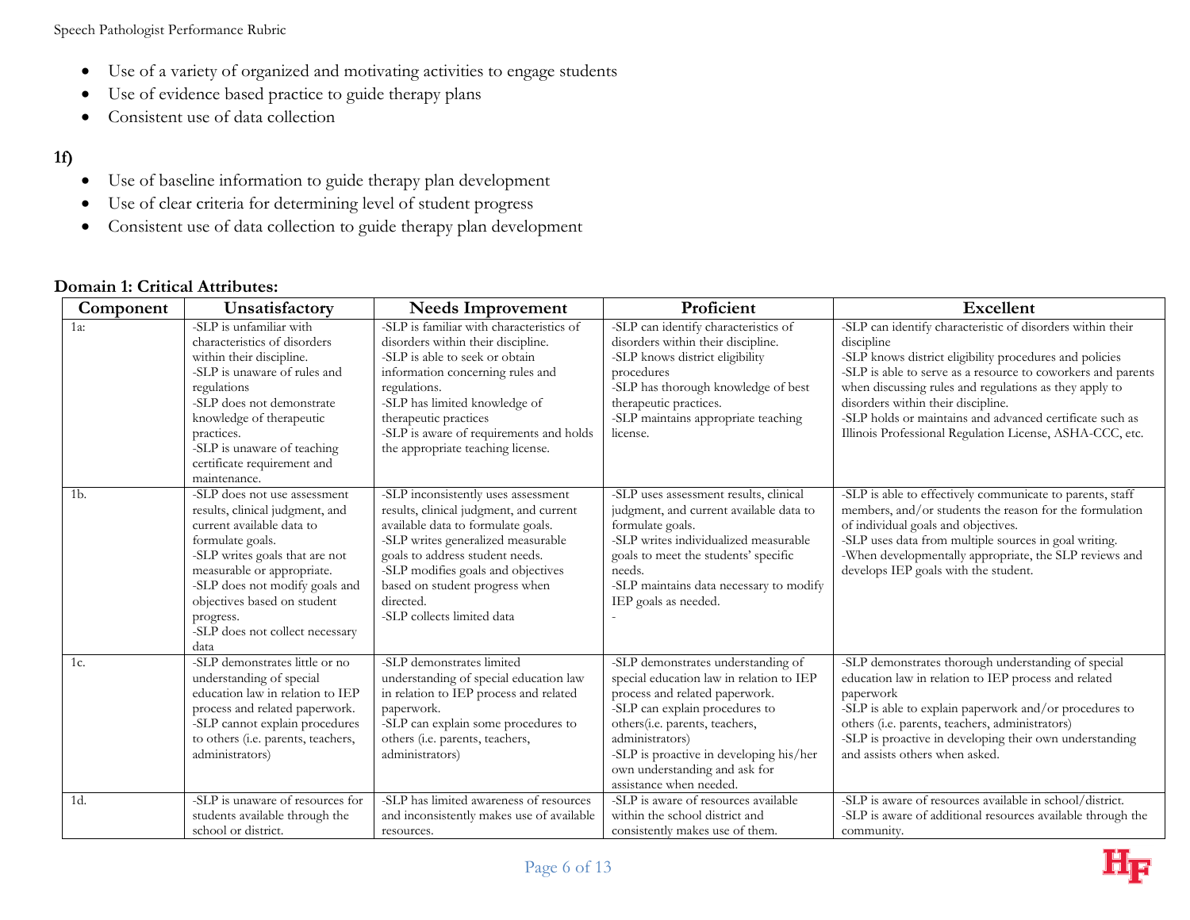- Use of a variety of organized and motivating activities to engage students
- Use of evidence based practice to guide therapy plans
- Consistent use of data collection

**1f)**

- Use of baseline information to guide therapy plan development
- Use of clear criteria for determining level of student progress
- Consistent use of data collection to guide therapy plan development

**Domain 1: Critical Attributes:**

| Component | Unsatisfactory | Needs Improvement | Proficient | Excellent |
|---|---|---|---|---|
| 1a: | -SLP is unfamiliar with characteristics of disorders within their discipline.<br>-SLP is unaware of rules and regulations<br>-SLP does not demonstrate knowledge of therapeutic practices.<br>-SLP is unaware of teaching certificate requirement and maintenance. | -SLP is familiar with characteristics of disorders within their discipline.<br>-SLP is able to seek or obtain information concerning rules and regulations.<br>-SLP has limited knowledge of therapeutic practices<br>-SLP is aware of requirements and holds the appropriate teaching license. | -SLP can identify characteristics of disorders within their discipline.<br>-SLP knows district eligibility procedures<br>-SLP has thorough knowledge of best therapeutic practices.<br>-SLP maintains appropriate teaching license. | -SLP can identify characteristic of disorders within their discipline<br>-SLP knows district eligibility procedures and policies<br>-SLP is able to serve as a resource to coworkers and parents when discussing rules and regulations as they apply to disorders within their discipline.<br>-SLP holds or maintains and advanced certificate such as Illinois Professional Regulation License, ASHA-CCC, etc. |
| 1b. | -SLP does not use assessment results, clinical judgment, and current available data to formulate goals.<br>-SLP writes goals that are not measurable or appropriate.<br>-SLP does not modify goals and objectives based on student progress.<br>-SLP does not collect necessary data | -SLP inconsistently uses assessment results, clinical judgment, and current available data to formulate goals.<br>-SLP writes generalized measurable goals to address student needs.<br>-SLP modifies goals and objectives based on student progress when directed.<br>-SLP collects limited data | -SLP uses assessment results, clinical judgment, and current available data to formulate goals.<br>-SLP writes individualized measurable goals to meet the students' specific needs.<br>-SLP maintains data necessary to modify IEP goals as needed.<br>- | -SLP is able to effectively communicate to parents, staff members, and/or students the reason for the formulation of individual goals and objectives.<br>-SLP uses data from multiple sources in goal writing.<br>-When developmentally appropriate, the SLP reviews and develops IEP goals with the student. |
| 1c. | -SLP demonstrates little or no understanding of special education law in relation to IEP process and related paperwork.<br>-SLP cannot explain procedures to others (i.e. parents, teachers, administrators) | -SLP demonstrates limited understanding of special education law in relation to IEP process and related paperwork.<br>-SLP can explain some procedures to others (i.e. parents, teachers, administrators) | -SLP demonstrates understanding of special education law in relation to IEP process and related paperwork.<br>-SLP can explain procedures to others(i.e. parents, teachers, administrators)<br>-SLP is proactive in developing his/her own understanding and ask for assistance when needed. | -SLP demonstrates thorough understanding of special education law in relation to IEP process and related paperwork<br>-SLP is able to explain paperwork and/or procedures to others (i.e. parents, teachers, administrators)<br>-SLP is proactive in developing their own understanding and assists others when asked. |
| 1d. | -SLP is unaware of resources for students available through the school or district. | -SLP has limited awareness of resources and inconsistently makes use of available resources. | -SLP is aware of resources available within the school district and consistently makes use of them. | -SLP is aware of resources available in school/district.<br>-SLP is aware of additional resources available through the community. |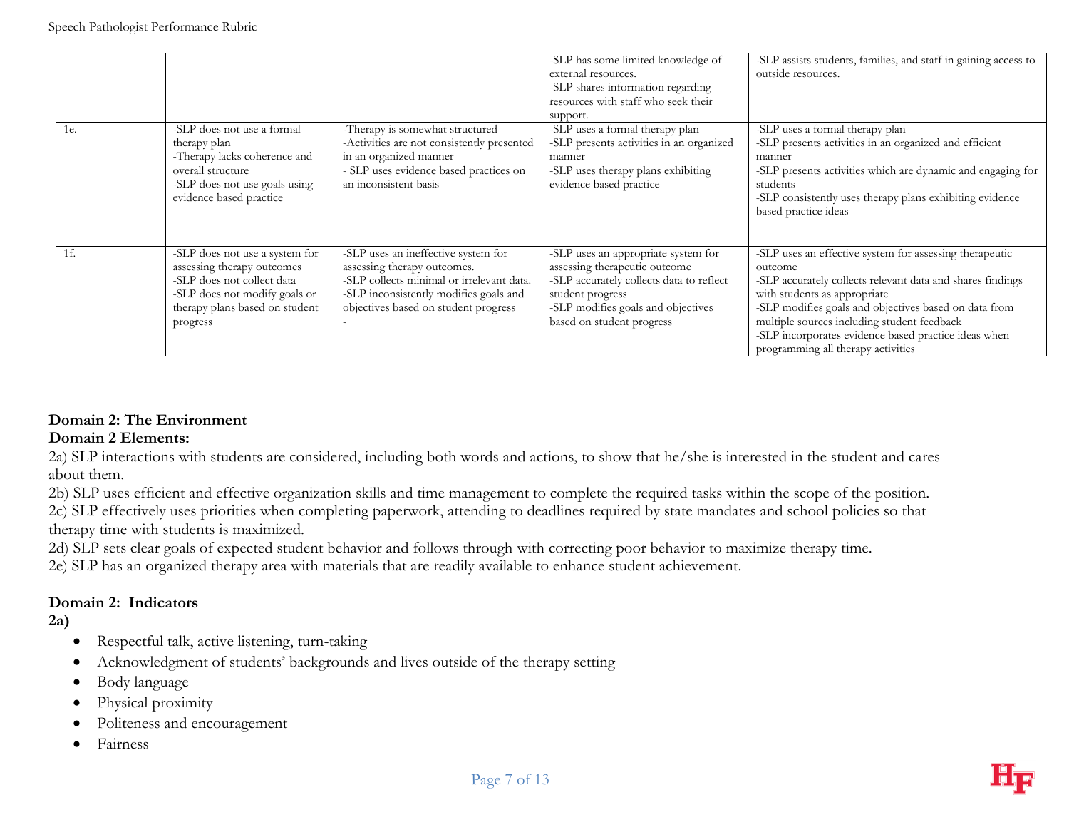| | | | | |
|---|---|---|---|---|
| | | | -SLP has some limited knowledge of external resources.<br>-SLP shares information regarding resources with staff who seek their support. | -SLP assists students, families, and staff in gaining access to outside resources. |
| 1e. | -SLP does not use a formal therapy plan<br>-Therapy lacks coherence and overall structure<br>-SLP does not use goals using evidence based practice | -Therapy is somewhat structured<br>-Activities are not consistently presented in an organized manner<br>- SLP uses evidence based practices on an inconsistent basis | -SLP uses a formal therapy plan<br>-SLP presents activities in an organized manner<br>-SLP uses therapy plans exhibiting evidence based practice | -SLP uses a formal therapy plan<br>-SLP presents activities in an organized and efficient manner<br>-SLP presents activities which are dynamic and engaging for students<br>-SLP consistently uses therapy plans exhibiting evidence based practice ideas |
| 1f. | -SLP does not use a system for assessing therapy outcomes<br>-SLP does not collect data<br>-SLP does not modify goals or therapy plans based on student progress | -SLP uses an ineffective system for assessing therapy outcomes.<br>-SLP collects minimal or irrelevant data.<br>-SLP inconsistently modifies goals and objectives based on student progress<br>- | -SLP uses an appropriate system for assessing therapeutic outcome<br>-SLP accurately collects data to reflect student progress<br>-SLP modifies goals and objectives based on student progress | -SLP uses an effective system for assessing therapeutic outcome<br>-SLP accurately collects relevant data and shares findings with students as appropriate<br>-SLP modifies goals and objectives based on data from multiple sources including student feedback<br>-SLP incorporates evidence based practice ideas when programming all therapy activities |

**Domain 2: The Environment**

**Domain 2 Elements:**

2a) SLP interactions with students are considered, including both words and actions, to show that he/she is interested in the student and cares about them.

2b) SLP uses efficient and effective organization skills and time management to complete the required tasks within the scope of the position.

2c) SLP effectively uses priorities when completing paperwork, attending to deadlines required by state mandates and school policies so that therapy time with students is maximized.

2d) SLP sets clear goals of expected student behavior and follows through with correcting poor behavior to maximize therapy time.

2e) SLP has an organized therapy area with materials that are readily available to enhance student achievement.

**Domain 2: Indicators**

**2a)**

- Respectful talk, active listening, turn-taking
- Acknowledgment of students' backgrounds and lives outside of the therapy setting
- Body language
- Physical proximity
- Politeness and encouragement
- Fairness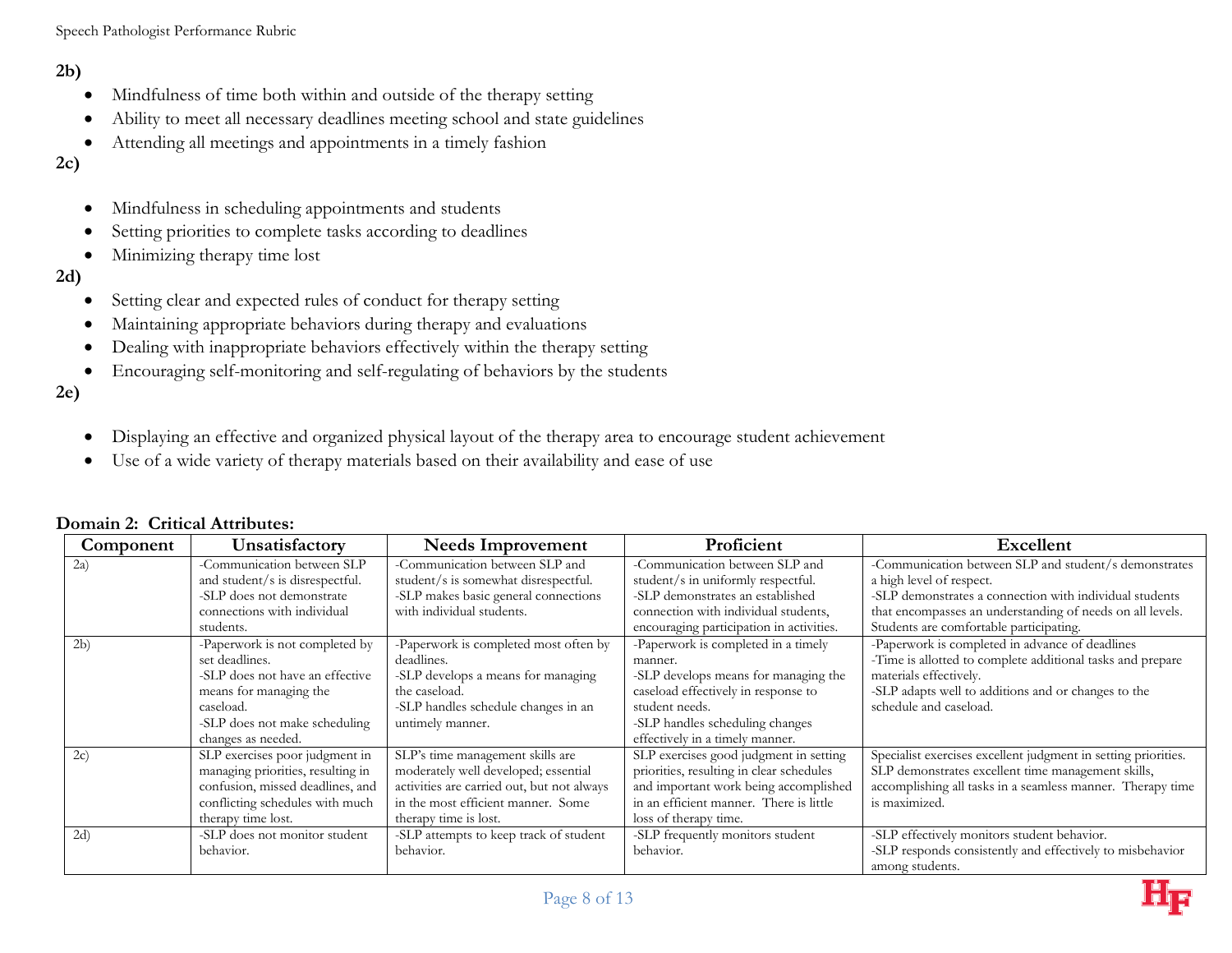**2b)**

- Mindfulness of time both within and outside of the therapy setting
- Ability to meet all necessary deadlines meeting school and state guidelines
- Attending all meetings and appointments in a timely fashion

**2c)**

- Mindfulness in scheduling appointments and students
- Setting priorities to complete tasks according to deadlines
- Minimizing therapy time lost

**2d)**

- Setting clear and expected rules of conduct for therapy setting
- Maintaining appropriate behaviors during therapy and evaluations
- Dealing with inappropriate behaviors effectively within the therapy setting
- Encouraging self-monitoring and self-regulating of behaviors by the students

**2e)**

- Displaying an effective and organized physical layout of the therapy area to encourage student achievement
- Use of a wide variety of therapy materials based on their availability and ease of use

**Domain 2: Critical Attributes:**

| Component | Unsatisfactory | Needs Improvement | Proficient | Excellent |
|---|---|---|---|---|
| 2a) | -Communication between SLP and student/s is disrespectful.<br>-SLP does not demonstrate connections with individual students. | -Communication between SLP and student/s is somewhat disrespectful.<br>-SLP makes basic general connections with individual students. | -Communication between SLP and student/s in uniformly respectful.<br>-SLP demonstrates an established connection with individual students, encouraging participation in activities. | -Communication between SLP and student/s demonstrates a high level of respect.<br>-SLP demonstrates a connection with individual students that encompasses an understanding of needs on all levels. Students are comfortable participating. |
| 2b) | -Paperwork is not completed by set deadlines.<br>-SLP does not have an effective means for managing the caseload.<br>-SLP does not make scheduling changes as needed. | -Paperwork is completed most often by deadlines.<br>-SLP develops a means for managing the caseload.<br>-SLP handles schedule changes in an untimely manner. | -Paperwork is completed in a timely manner.<br>-SLP develops means for managing the caseload effectively in response to student needs.<br>-SLP handles scheduling changes effectively in a timely manner. | -Paperwork is completed in advance of deadlines<br>-Time is allotted to complete additional tasks and prepare materials effectively.<br>-SLP adapts well to additions and or changes to the schedule and caseload. |
| 2c) | SLP exercises poor judgment in managing priorities, resulting in confusion, missed deadlines, and conflicting schedules with much therapy time lost. | SLP's time management skills are moderately well developed; essential activities are carried out, but not always in the most efficient manner. Some therapy time is lost. | SLP exercises good judgment in setting priorities, resulting in clear schedules and important work being accomplished in an efficient manner. There is little loss of therapy time. | Specialist exercises excellent judgment in setting priorities. SLP demonstrates excellent time management skills, accomplishing all tasks in a seamless manner. Therapy time is maximized. |
| 2d) | -SLP does not monitor student behavior. | -SLP attempts to keep track of student behavior. | -SLP frequently monitors student behavior. | -SLP effectively monitors student behavior.<br>-SLP responds consistently and effectively to misbehavior among students. |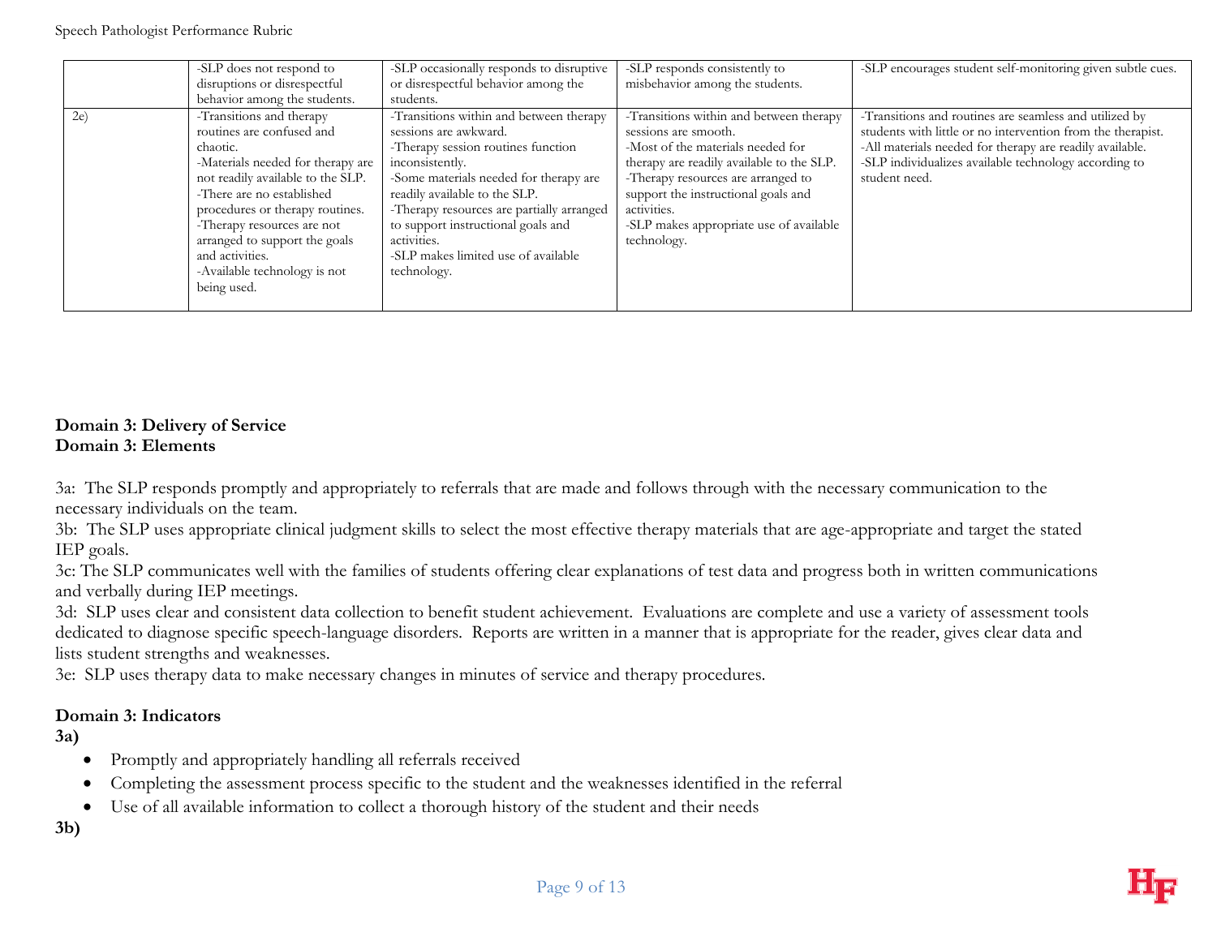| | | | | |
|---|---|---|---|---|
| | -SLP does not respond to disruptions or disrespectful behavior among the students. | -SLP occasionally responds to disruptive or disrespectful behavior among the students. | -SLP responds consistently to misbehavior among the students. | -SLP encourages student self-monitoring given subtle cues. |
| 2e) | -Transitions and therapy routines are confused and chaotic.<br>-Materials needed for therapy are not readily available to the SLP.<br>-There are no established procedures or therapy routines.<br>-Therapy resources are not arranged to support the goals and activities.<br>-Available technology is not being used. | -Transitions within and between therapy sessions are awkward.<br>-Therapy session routines function inconsistently.<br>-Some materials needed for therapy are readily available to the SLP.<br>-Therapy resources are partially arranged to support instructional goals and activities.<br>-SLP makes limited use of available technology. | -Transitions within and between therapy sessions are smooth.<br>-Most of the materials needed for therapy are readily available to the SLP.<br>-Therapy resources are arranged to support the instructional goals and activities.<br>-SLP makes appropriate use of available technology. | -Transitions and routines are seamless and utilized by students with little or no intervention from the therapist.<br>-All materials needed for therapy are readily available.<br>-SLP individualizes available technology according to student need. |

**Domain 3: Delivery of Service**
**Domain 3: Elements**

3a: The SLP responds promptly and appropriately to referrals that are made and follows through with the necessary communication to the necessary individuals on the team.
3b: The SLP uses appropriate clinical judgment skills to select the most effective therapy materials that are age-appropriate and target the stated IEP goals.
3c: The SLP communicates well with the families of students offering clear explanations of test data and progress both in written communications and verbally during IEP meetings.
3d: SLP uses clear and consistent data collection to benefit student achievement. Evaluations are complete and use a variety of assessment tools dedicated to diagnose specific speech-language disorders. Reports are written in a manner that is appropriate for the reader, gives clear data and lists student strengths and weaknesses.
3e: SLP uses therapy data to make necessary changes in minutes of service and therapy procedures.

**Domain 3: Indicators**
**3a)**

- Promptly and appropriately handling all referrals received
- Completing the assessment process specific to the student and the weaknesses identified in the referral
- Use of all available information to collect a thorough history of the student and their needs

**3b)**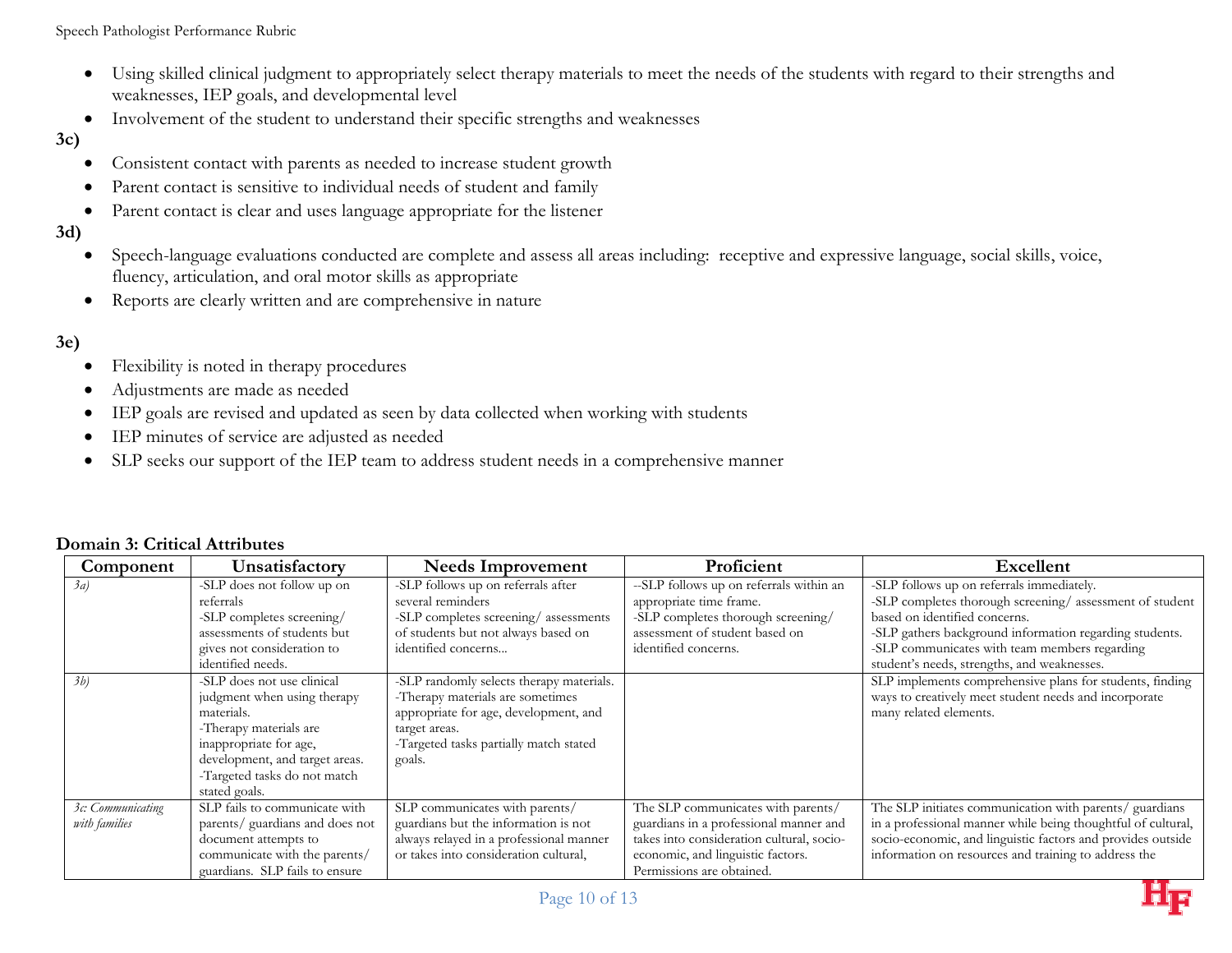- Using skilled clinical judgment to appropriately select therapy materials to meet the needs of the students with regard to their strengths and weaknesses, IEP goals, and developmental level
- Involvement of the student to understand their specific strengths and weaknesses

**3c)**

- Consistent contact with parents as needed to increase student growth
- Parent contact is sensitive to individual needs of student and family
- Parent contact is clear and uses language appropriate for the listener

**3d)**

- Speech-language evaluations conducted are complete and assess all areas including: receptive and expressive language, social skills, voice, fluency, articulation, and oral motor skills as appropriate
- Reports are clearly written and are comprehensive in nature

**3e)**

- Flexibility is noted in therapy procedures
- Adjustments are made as needed
- IEP goals are revised and updated as seen by data collected when working with students
- IEP minutes of service are adjusted as needed
- SLP seeks our support of the IEP team to address student needs in a comprehensive manner

**Domain 3: Critical Attributes**

| Component | Unsatisfactory | Needs Improvement | Proficient | Excellent |
|---|---|---|---|---|
| *3a)* | -SLP does not follow up on referrals<br>-SLP completes screening/ assessments of students but gives not consideration to identified needs. | -SLP follows up on referrals after several reminders<br>-SLP completes screening/ assessments of students but not always based on identified concerns… | --SLP follows up on referrals within an appropriate time frame.<br>-SLP completes thorough screening/ assessment of student based on identified concerns. | -SLP follows up on referrals immediately.<br>-SLP completes thorough screening/ assessment of student based on identified concerns.<br>-SLP gathers background information regarding students.<br>-SLP communicates with team members regarding student's needs, strengths, and weaknesses. |
| *3b)* | -SLP does not use clinical judgment when using therapy materials.<br>-Therapy materials are inappropriate for age, development, and target areas.<br>-Targeted tasks do not match stated goals. | -SLP randomly selects therapy materials.<br>-Therapy materials are sometimes appropriate for age, development, and target areas.<br>-Targeted tasks partially match stated goals. | | SLP implements comprehensive plans for students, finding ways to creatively meet student needs and incorporate many related elements. |
| *3c: Communicating with families* | SLP fails to communicate with parents/ guardians and does not document attempts to communicate with the parents/ guardians. SLP fails to ensure | SLP communicates with parents/ guardians but the information is not always relayed in a professional manner or takes into consideration cultural, | The SLP communicates with parents/ guardians in a professional manner and takes into consideration cultural, socio-economic, and linguistic factors. Permissions are obtained. | The SLP initiates communication with parents/ guardians in a professional manner while being thoughtful of cultural, socio-economic, and linguistic factors and provides outside information on resources and training to address the |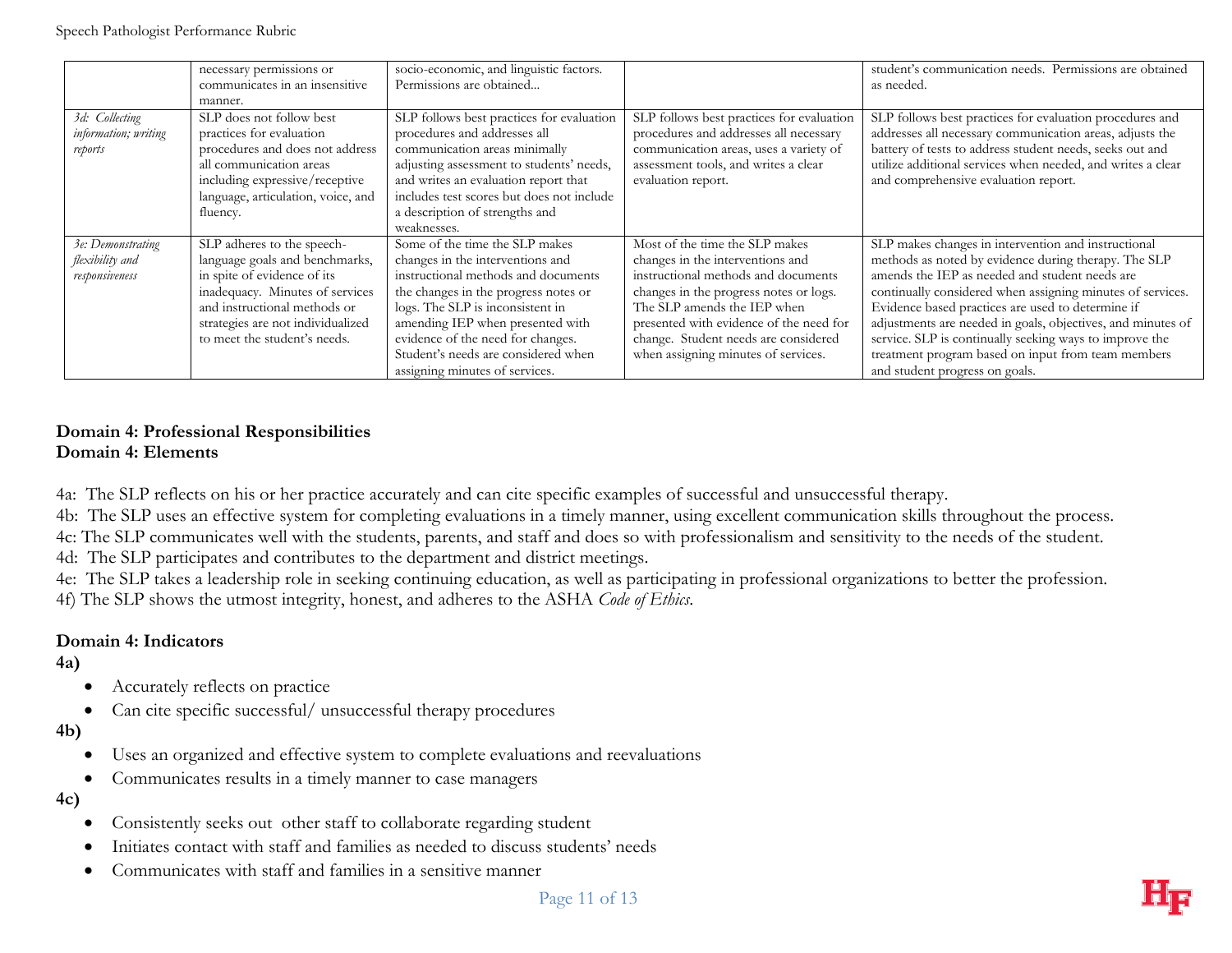| | necessary permissions or communicates in an insensitive manner. | socio-economic, and linguistic factors. Permissions are obtained… | | student's communication needs. Permissions are obtained as needed. |
|---|---|---|---|---|
| *3d: Collecting information; writing reports* | SLP does not follow best practices for evaluation procedures and does not address all communication areas including expressive/receptive language, articulation, voice, and fluency. | SLP follows best practices for evaluation procedures and addresses all communication areas minimally adjusting assessment to students' needs, and writes an evaluation report that includes test scores but does not include a description of strengths and weaknesses. | SLP follows best practices for evaluation procedures and addresses all necessary communication areas, uses a variety of assessment tools, and writes a clear evaluation report. | SLP follows best practices for evaluation procedures and addresses all necessary communication areas, adjusts the battery of tests to address student needs, seeks out and utilize additional services when needed, and writes a clear and comprehensive evaluation report. |
| *3e: Demonstrating flexibility and responsiveness* | SLP adheres to the speech-language goals and benchmarks, in spite of evidence of its inadequacy. Minutes of services and instructional methods or strategies are not individualized to meet the student's needs. | Some of the time the SLP makes changes in the interventions and instructional methods and documents the changes in the progress notes or logs. The SLP is inconsistent in amending IEP when presented with evidence of the need for changes. Student's needs are considered when assigning minutes of services. | Most of the time the SLP makes changes in the interventions and instructional methods and documents changes in the progress notes or logs. The SLP amends the IEP when presented with evidence of the need for change. Student needs are considered when assigning minutes of services. | SLP makes changes in intervention and instructional methods as noted by evidence during therapy. The SLP amends the IEP as needed and student needs are continually considered when assigning minutes of services. Evidence based practices are used to determine if adjustments are needed in goals, objectives, and minutes of service. SLP is continually seeking ways to improve the treatment program based on input from team members and student progress on goals. |

**Domain 4: Professional Responsibilities**
**Domain 4: Elements**

4a: The SLP reflects on his or her practice accurately and can cite specific examples of successful and unsuccessful therapy.
4b: The SLP uses an effective system for completing evaluations in a timely manner, using excellent communication skills throughout the process.
4c: The SLP communicates well with the students, parents, and staff and does so with professionalism and sensitivity to the needs of the student.
4d: The SLP participates and contributes to the department and district meetings.
4e: The SLP takes a leadership role in seeking continuing education, as well as participating in professional organizations to better the profession.
4f) The SLP shows the utmost integrity, honest, and adheres to the ASHA *Code of Ethics.*

**Domain 4: Indicators**

**4a)**

- Accurately reflects on practice
- Can cite specific successful/ unsuccessful therapy procedures

**4b)**

- Uses an organized and effective system to complete evaluations and reevaluations
- Communicates results in a timely manner to case managers

**4c)**

- Consistently seeks out other staff to collaborate regarding student
- Initiates contact with staff and families as needed to discuss students' needs
- Communicates with staff and families in a sensitive manner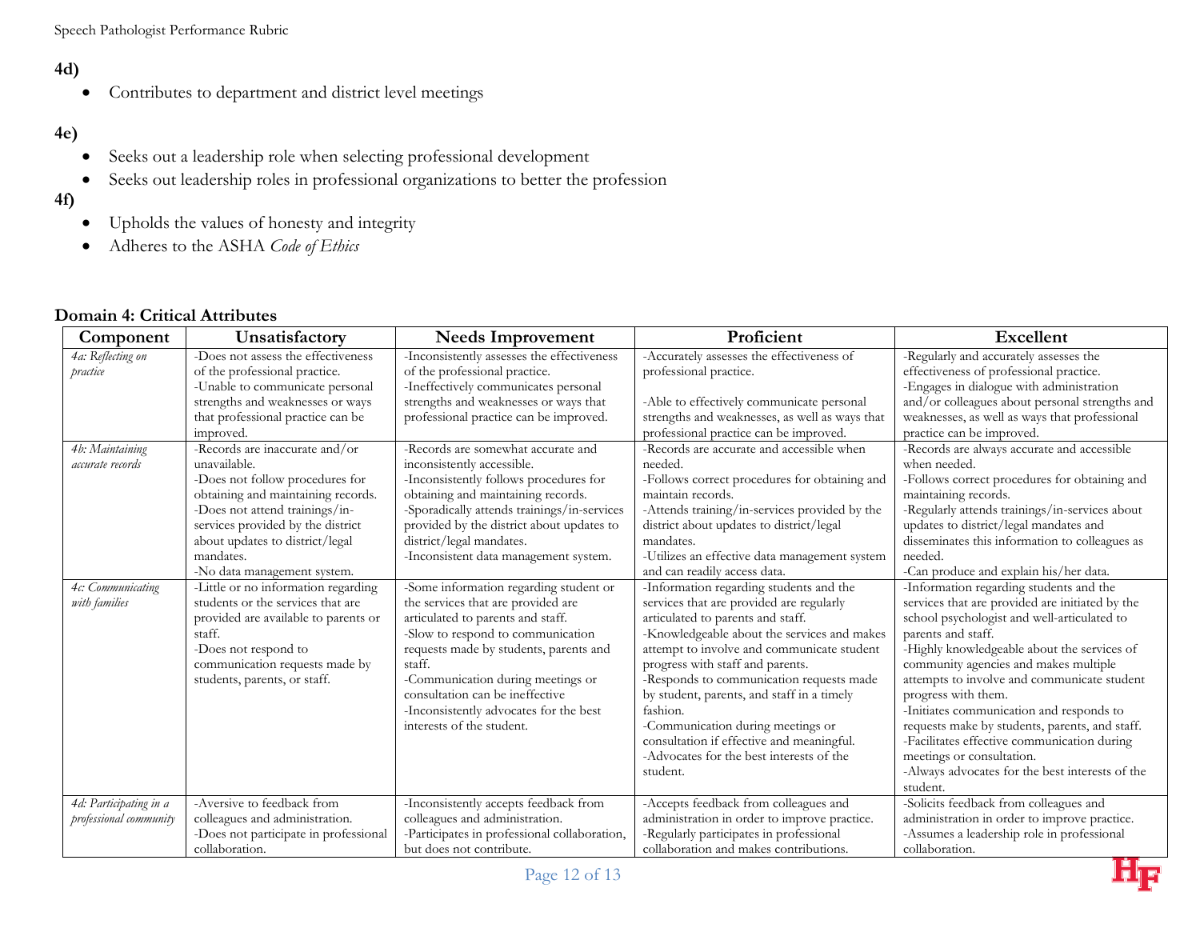**4d)**

- Contributes to department and district level meetings

**4e)**

- Seeks out a leadership role when selecting professional development
- Seeks out leadership roles in professional organizations to better the profession

**4f)**

- Upholds the values of honesty and integrity
- Adheres to the ASHA *Code of Ethics*

**Domain 4: Critical Attributes**

| Component | Unsatisfactory | Needs Improvement | Proficient | Excellent |
|---|---|---|---|---|
| *4a: Reflecting on practice* | -Does not assess the effectiveness of the professional practice.<br>-Unable to communicate personal strengths and weaknesses or ways that professional practice can be improved. | -Inconsistently assesses the effectiveness of the professional practice.<br>-Ineffectively communicates personal strengths and weaknesses or ways that professional practice can be improved. | -Accurately assesses the effectiveness of professional practice.<br><br>-Able to effectively communicate personal strengths and weaknesses, as well as ways that professional practice can be improved. | -Regularly and accurately assesses the effectiveness of professional practice.<br>-Engages in dialogue with administration and/or colleagues about personal strengths and weaknesses, as well as ways that professional practice can be improved. |
| *4b: Maintaining accurate records* | -Records are inaccurate and/or unavailable.<br>-Does not follow procedures for obtaining and maintaining records.<br>-Does not attend trainings/in-services provided by the district about updates to district/legal mandates.<br>-No data management system. | -Records are somewhat accurate and inconsistently accessible.<br>-Inconsistently follows procedures for obtaining and maintaining records.<br>-Sporadically attends trainings/in-services provided by the district about updates to district/legal mandates.<br>-Inconsistent data management system. | -Records are accurate and accessible when needed.<br>-Follows correct procedures for obtaining and maintain records.<br>-Attends training/in-services provided by the district about updates to district/legal mandates.<br>-Utilizes an effective data management system and can readily access data. | -Records are always accurate and accessible when needed.<br>-Follows correct procedures for obtaining and maintaining records.<br>-Regularly attends trainings/in-services about updates to district/legal mandates and disseminates this information to colleagues as needed.<br>-Can produce and explain his/her data. |
| *4c: Communicating with families* | -Little or no information regarding students or the services that are provided are available to parents or staff.<br>-Does not respond to communication requests made by students, parents, or staff. | -Some information regarding student or the services that are provided are articulated to parents and staff.<br>-Slow to respond to communication requests made by students, parents and staff.<br>-Communication during meetings or consultation can be ineffective<br>-Inconsistently advocates for the best interests of the student. | -Information regarding students and the services that are provided are regularly articulated to parents and staff.<br>-Knowledgeable about the services and makes attempt to involve and communicate student progress with staff and parents.<br>-Responds to communication requests made by student, parents, and staff in a timely fashion.<br>-Communication during meetings or consultation if effective and meaningful.<br>-Advocates for the best interests of the student. | -Information regarding students and the services that are provided are initiated by the school psychologist and well-articulated to parents and staff.<br>-Highly knowledgeable about the services of community agencies and makes multiple attempts to involve and communicate student progress with them.<br>-Initiates communication and responds to requests make by students, parents, and staff.<br>-Facilitates effective communication during meetings or consultation.<br>-Always advocates for the best interests of the student. |
| *4d: Participating in a professional community* | -Aversive to feedback from colleagues and administration.<br>-Does not participate in professional collaboration. | -Inconsistently accepts feedback from colleagues and administration.<br>-Participates in professional collaboration, but does not contribute. | -Accepts feedback from colleagues and administration in order to improve practice.<br>-Regularly participates in professional collaboration and makes contributions. | -Solicits feedback from colleagues and administration in order to improve practice.<br>-Assumes a leadership role in professional collaboration. |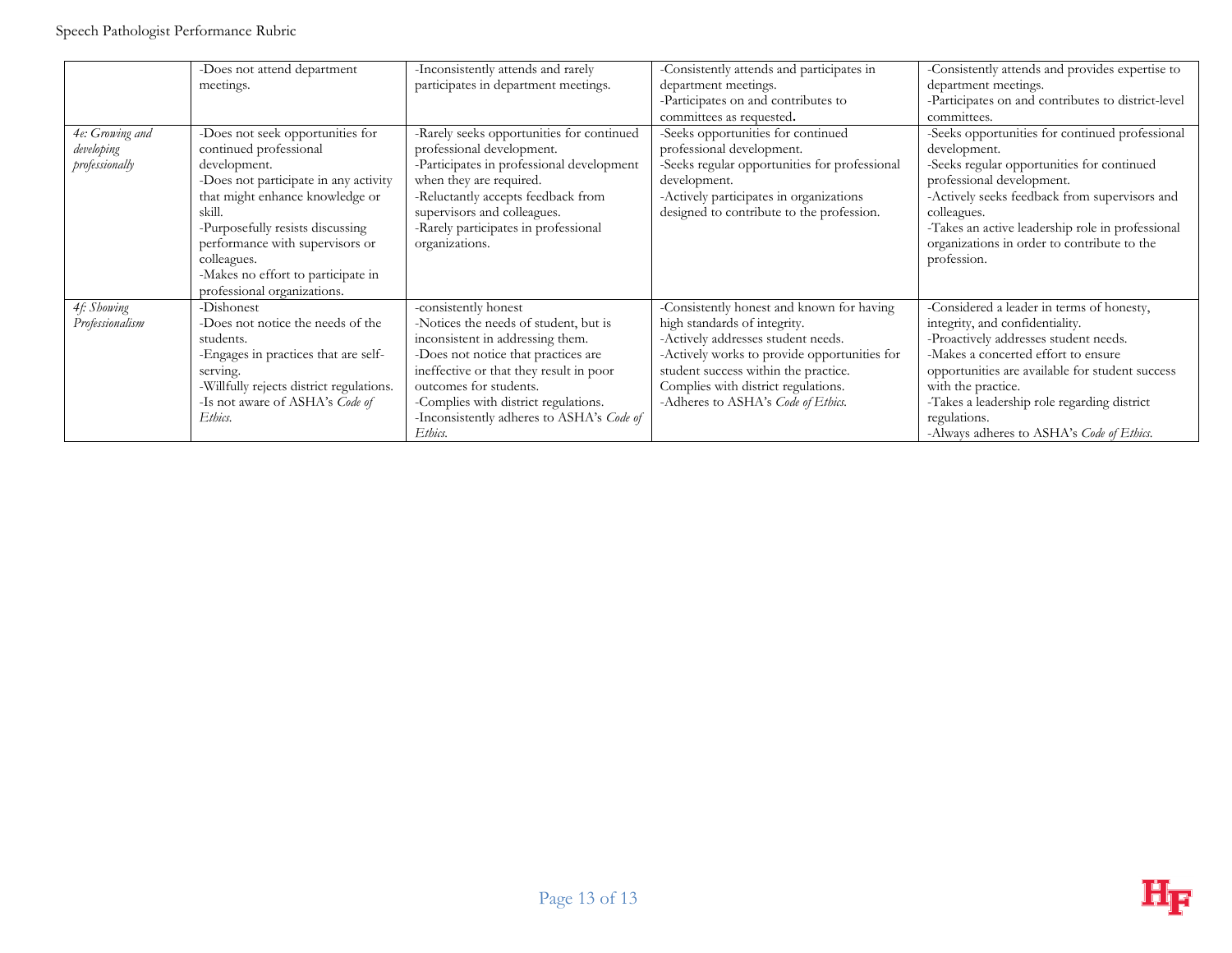| | | | | |
|---|---|---|---|---|
| | -Does not attend department meetings. | -Inconsistently attends and rarely participates in department meetings. | -Consistently attends and participates in department meetings.<br>-Participates on and contributes to committees as requested. | -Consistently attends and provides expertise to department meetings.<br>-Participates on and contributes to district-level committees. |
| *4e: Growing and developing professionally* | -Does not seek opportunities for continued professional development.<br>-Does not participate in any activity that might enhance knowledge or skill.<br>-Purposefully resists discussing performance with supervisors or colleagues.<br>-Makes no effort to participate in professional organizations. | -Rarely seeks opportunities for continued professional development.<br>-Participates in professional development when they are required.<br>-Reluctantly accepts feedback from supervisors and colleagues.<br>-Rarely participates in professional organizations. | -Seeks opportunities for continued professional development.<br>-Seeks regular opportunities for professional development.<br>-Actively participates in organizations designed to contribute to the profession. | -Seeks opportunities for continued professional development.<br>-Seeks regular opportunities for continued professional development.<br>-Actively seeks feedback from supervisors and colleagues.<br>-Takes an active leadership role in professional organizations in order to contribute to the profession. |
| *4f: Showing Professionalism* | -Dishonest<br>-Does not notice the needs of the students.<br>-Engages in practices that are self-serving.<br>-Willfully rejects district regulations.<br>-Is not aware of ASHA's *Code of Ethics.* | -consistently honest<br>-Notices the needs of student, but is inconsistent in addressing them.<br>-Does not notice that practices are ineffective or that they result in poor outcomes for students.<br>-Complies with district regulations.<br>-Inconsistently adheres to ASHA's *Code of Ethics.* | -Consistently honest and known for having high standards of integrity.<br>-Actively addresses student needs.<br>-Actively works to provide opportunities for student success within the practice.<br>Complies with district regulations.<br>-Adheres to ASHA's *Code of Ethics.* | -Considered a leader in terms of honesty, integrity, and confidentiality.<br>-Proactively addresses student needs.<br>-Makes a concerted effort to ensure opportunities are available for student success with the practice.<br>-Takes a leadership role regarding district regulations.<br>-Always adheres to ASHA's *Code of Ethics.* |